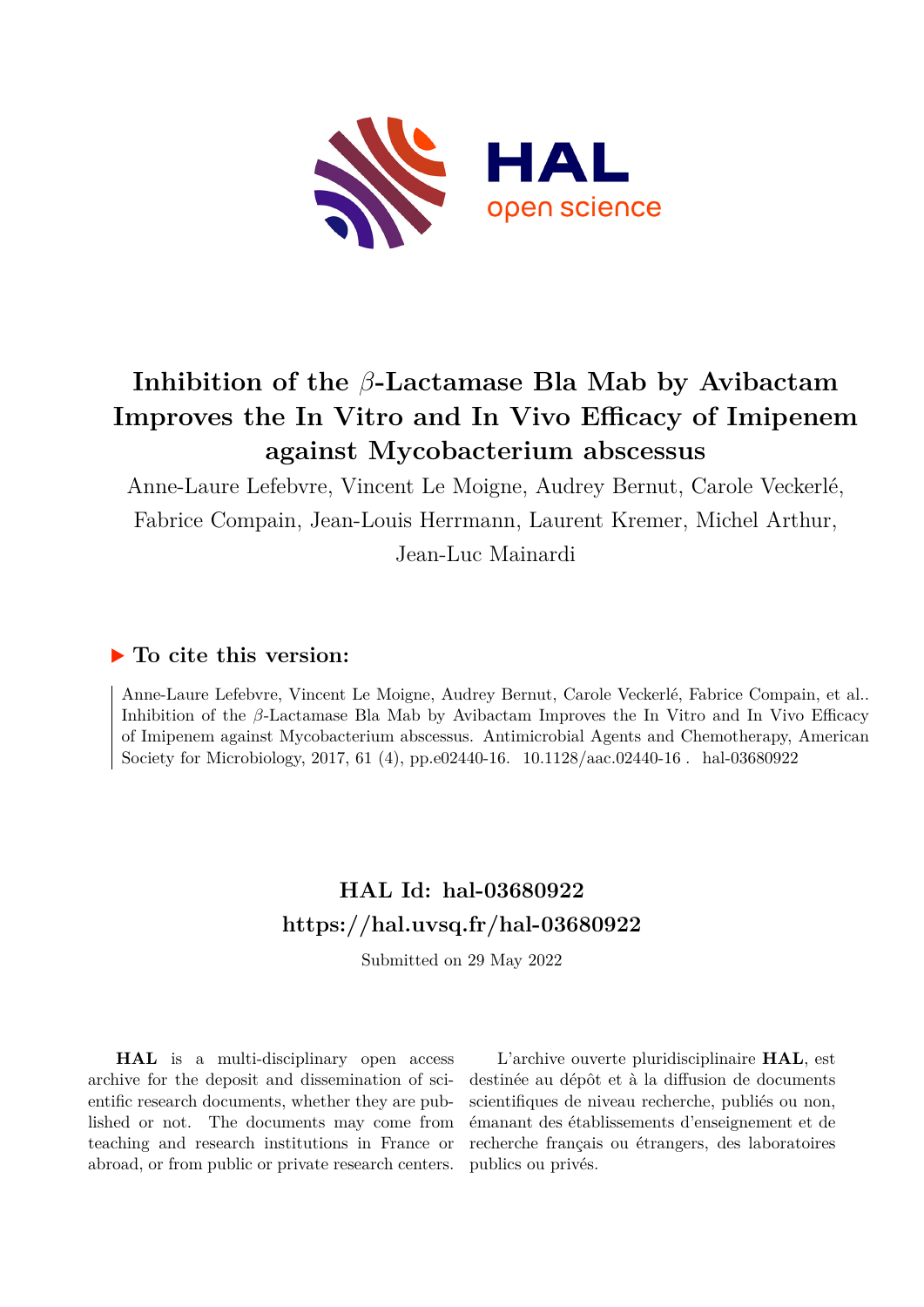# Inhibition of the $\beta$-Lactamase Bla Mab by Avibactam Improves the In Vitro and In Vivo Efficacy of Imipenem against Mycobacterium abscessus

Anne-Laure Lefebvre, Vincent Le Moigne, Audrey Bernut, Carole Veckerlé, Fabrice Compain, Jean-Louis Herrmann, Laurent Kremer, Michel Arthur, Jean-Luc Mainardi

## ▶ To cite this version:

Anne-Laure Lefebvre, Vincent Le Moigne, Audrey Bernut, Carole Veckerlé, Fabrice Compain, et al.. Inhibition of the $\beta$-Lactamase Bla Mab by Avibactam Improves the In Vitro and In Vivo Efficacy of Imipenem against Mycobacterium abscessus. Antimicrobial Agents and Chemotherapy, American Society for Microbiology, 2017, 61 (4), pp.e02440-16. 10.1128/aac.02440-16. hal-03680922

## HAL Id: hal-03680922

## https://hal.uvsq.fr/hal-03680922

Submitted on 29 May 2022

**HAL** is a multi-disciplinary open access archive for the deposit and dissemination of scientific research documents, whether they are published or not. The documents may come from teaching and research institutions in France or abroad, or from public or private research centers.

L'archive ouverte pluridisciplinaire **HAL**, est destinée au dépôt et à la diffusion de documents scientifiques de niveau recherche, publiés ou non, émanant des établissements d'enseignement et de recherche français ou étrangers, des laboratoires publics ou privés.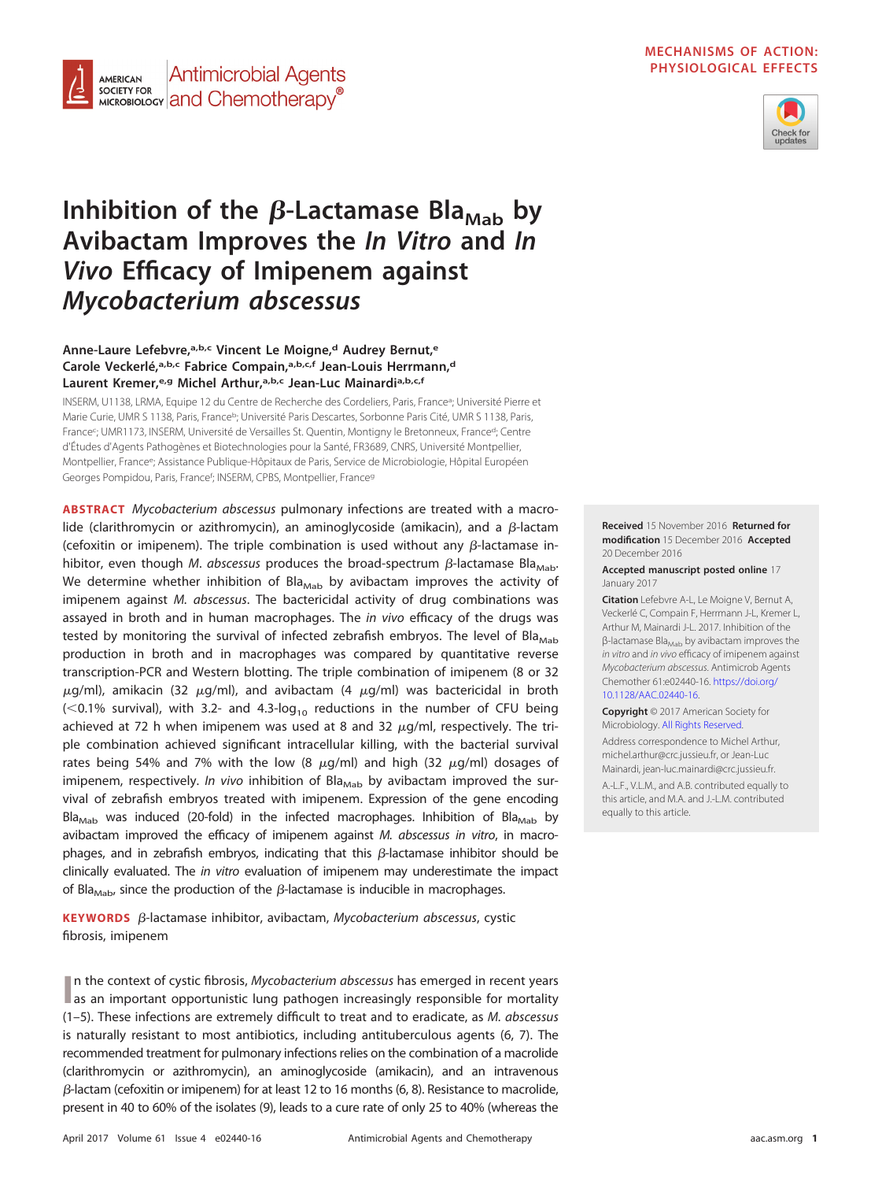MECHANISMS OF ACTION: PHYSIOLOGICAL EFFECTS

# Inhibition of the β-Lactamase $Bla_{Mab}$ by Avibactam Improves the *In Vitro* and *In Vivo* Efficacy of Imipenem against *Mycobacterium abscessus*

**Anne-Laure Lefebvre,[a,b,c] Vincent Le Moigne,[d] Audrey Bernut,[e] Carole Veckerlé,[a,b,c] Fabrice Compain,[a,b,c,f] Jean-Louis Herrmann,[d] Laurent Kremer,[e,g] Michel Arthur,[a,b,c] Jean-Luc Mainardi[a,b,c,f]**

INSERM, U1138, LRMA, Equipe 12 du Centre de Recherche des Cordeliers, Paris, France[a]; Université Pierre et Marie Curie, UMR S 1138, Paris, France[b]; Université Paris Descartes, Sorbonne Paris Cité, UMR S 1138, Paris, France[c]; UMR1173, INSERM, Université de Versailles St. Quentin, Montigny le Bretonneux, France[d]; Centre d'Études d'Agents Pathogènes et Biotechnologies pour la Santé, FR3689, CNRS, Université Montpellier, Montpellier, France[e]; Assistance Publique-Hôpitaux de Paris, Service de Microbiologie, Hôpital Européen Georges Pompidou, Paris, France[f]; INSERM, CPBS, Montpellier, France[g]

**ABSTRACT** *Mycobacterium abscessus* pulmonary infections are treated with a macrolide (clarithromycin or azithromycin), an aminoglycoside (amikacin), and a β-lactam (cefoxitin or imipenem). The triple combination is used without any β-lactamase inhibitor, even though *M. abscessus* produces the broad-spectrum β-lactamase $Bla_{Mab}$. We determine whether inhibition of $Bla_{Mab}$ by avibactam improves the activity of imipenem against *M. abscessus*. The bactericidal activity of drug combinations was assayed in broth and in human macrophages. The *in vivo* efficacy of the drugs was tested by monitoring the survival of infected zebrafish embryos. The level of $Bla_{Mab}$ production in broth and in macrophages was compared by quantitative reverse transcription-PCR and Western blotting. The triple combination of imipenem (8 or 32 μg/ml), amikacin (32 μg/ml), and avibactam (4 μg/ml) was bactericidal in broth (<0.1% survival), with 3.2- and 4.3-$\log_{10}$ reductions in the number of CFU being achieved at 72 h when imipenem was used at 8 and 32 μg/ml, respectively. The triple combination achieved significant intracellular killing, with the bacterial survival rates being 54% and 7% with the low (8 μg/ml) and high (32 μg/ml) dosages of imipenem, respectively. *In vivo* inhibition of $Bla_{Mab}$ by avibactam improved the survival of zebrafish embryos treated with imipenem. Expression of the gene encoding $Bla_{Mab}$ was induced (20-fold) in the infected macrophages. Inhibition of $Bla_{Mab}$ by avibactam improved the efficacy of imipenem against *M. abscessus in vitro*, in macrophages, and in zebrafish embryos, indicating that this β-lactamase inhibitor should be clinically evaluated. The *in vitro* evaluation of imipenem may underestimate the impact of $Bla_{Mab}$, since the production of the β-lactamase is inducible in macrophages.

**KEYWORDS** β-lactamase inhibitor, avibactam, *Mycobacterium abscessus*, cystic fibrosis, imipenem

**Received** 15 November 2016 **Returned for modification** 15 December 2016 **Accepted** 20 December 2016

**Accepted manuscript posted online** 17 January 2017

**Citation** Lefebvre A-L, Le Moigne V, Bernut A, Veckerlé C, Compain F, Herrmann J-L, Kremer L, Arthur M, Mainardi J-L. 2017. Inhibition of the β-lactamase $Bla_{Mab}$ by avibactam improves the *in vitro* and *in vivo* efficacy of imipenem against *Mycobacterium abscessus*. Antimicrob Agents Chemother 61:e02440-16. https://doi.org/10.1128/AAC.02440-16.

**Copyright** © 2017 American Society for Microbiology. All Rights Reserved.

Address correspondence to Michel Arthur, michel.arthur@crc.jussieu.fr, or Jean-Luc Mainardi, jean-luc.mainardi@crc.jussieu.fr.

A.-L.F., V.L.M., and A.B. contributed equally to this article, and M.A. and J.-L.M. contributed equally to this article.

In the context of cystic fibrosis, *Mycobacterium abscessus* has emerged in recent years as an important opportunistic lung pathogen increasingly responsible for mortality (1–5). These infections are extremely difficult to treat and to eradicate, as *M. abscessus* is naturally resistant to most antibiotics, including antituberculous agents (6, 7). The recommended treatment for pulmonary infections relies on the combination of a macrolide (clarithromycin or azithromycin), an aminoglycoside (amikacin), and an intravenous β-lactam (cefoxitin or imipenem) for at least 12 to 16 months (6, 8). Resistance to macrolide, present in 40 to 60% of the isolates (9), leads to a cure rate of only 25 to 40% (whereas the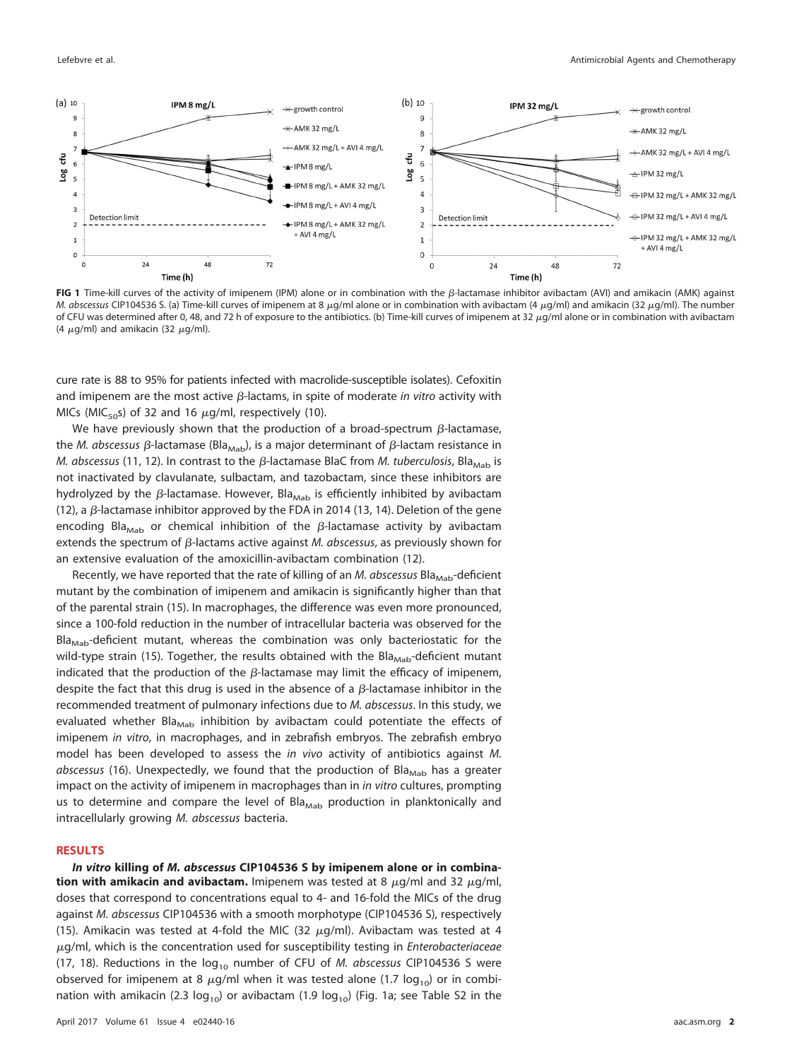FIG 1 Time-kill curves of the activity of imipenem (IPM) alone or in combination with the β-lactamase inhibitor avibactam (AVI) and amikacin (AMK) against *M. abscessus* CIP104536 S. (a) Time-kill curves of imipenem at 8 μg/ml alone or in combination with avibactam (4 μg/ml) and amikacin (32 μg/ml). The number of CFU was determined after 0, 48, and 72 h of exposure to the antibiotics. (b) Time-kill curves of imipenem at 32 μg/ml alone or in combination with avibactam (4 μg/ml) and amikacin (32 μg/ml).

cure rate is 88 to 95% for patients infected with macrolide-susceptible isolates). Cefoxitin and imipenem are the most active β-lactams, in spite of moderate *in vitro* activity with MICs ($MIC_{50}$s) of 32 and 16 μg/ml, respectively (10).

We have previously shown that the production of a broad-spectrum β-lactamase, the *M. abscessus* β-lactamase ($Bla_{Mab}$), is a major determinant of β-lactam resistance in *M. abscessus* (11, 12). In contrast to the β-lactamase BlaC from *M. tuberculosis*, $Bla_{Mab}$ is not inactivated by clavulanate, sulbactam, and tazobactam, since these inhibitors are hydrolyzed by the β-lactamase. However, $Bla_{Mab}$ is efficiently inhibited by avibactam (12), a β-lactamase inhibitor approved by the FDA in 2014 (13, 14). Deletion of the gene encoding $Bla_{Mab}$ or chemical inhibition of the β-lactamase activity by avibactam extends the spectrum of β-lactams active against *M. abscessus*, as previously shown for an extensive evaluation of the amoxicillin-avibactam combination (12).

Recently, we have reported that the rate of killing of an *M. abscessus* $Bla_{Mab}$-deficient mutant by the combination of imipenem and amikacin is significantly higher than that of the parental strain (15). In macrophages, the difference was even more pronounced, since a 100-fold reduction in the number of intracellular bacteria was observed for the $Bla_{Mab}$-deficient mutant, whereas the combination was only bacteriostatic for the wild-type strain (15). Together, the results obtained with the $Bla_{Mab}$-deficient mutant indicated that the production of the β-lactamase may limit the efficacy of imipenem, despite the fact that this drug is used in the absence of a β-lactamase inhibitor in the recommended treatment of pulmonary infections due to *M. abscessus*. In this study, we evaluated whether $Bla_{Mab}$ inhibition by avibactam could potentiate the effects of imipenem *in vitro*, in macrophages, and in zebrafish embryos. The zebrafish embryo model has been developed to assess the *in vivo* activity of antibiotics against *M. abscessus* (16). Unexpectedly, we found that the production of $Bla_{Mab}$ has a greater impact on the activity of imipenem in macrophages than in *in vitro* cultures, prompting us to determine and compare the level of $Bla_{Mab}$ production in planktonically and intracellularly growing *M. abscessus* bacteria.

## RESULTS

***In vitro* killing of *M. abscessus* CIP104536 S by imipenem alone or in combination with amikacin and avibactam.** Imipenem was tested at 8 μg/ml and 32 μg/ml, doses that correspond to concentrations equal to 4- and 16-fold the MICs of the drug against *M. abscessus* CIP104536 with a smooth morphotype (CIP104536 S), respectively (15). Amikacin was tested at 4-fold the MIC (32 μg/ml). Avibactam was tested at 4 μg/ml, which is the concentration used for susceptibility testing in *Enterobacteriaceae* (17, 18). Reductions in the $\log_{10}$ number of CFU of *M. abscessus* CIP104536 S were observed for imipenem at 8 μg/ml when it was tested alone (1.7 $\log_{10}$) or in combination with amikacin (2.3 $\log_{10}$) or avibactam (1.9 $\log_{10}$) (Fig. 1a; see Table S2 in the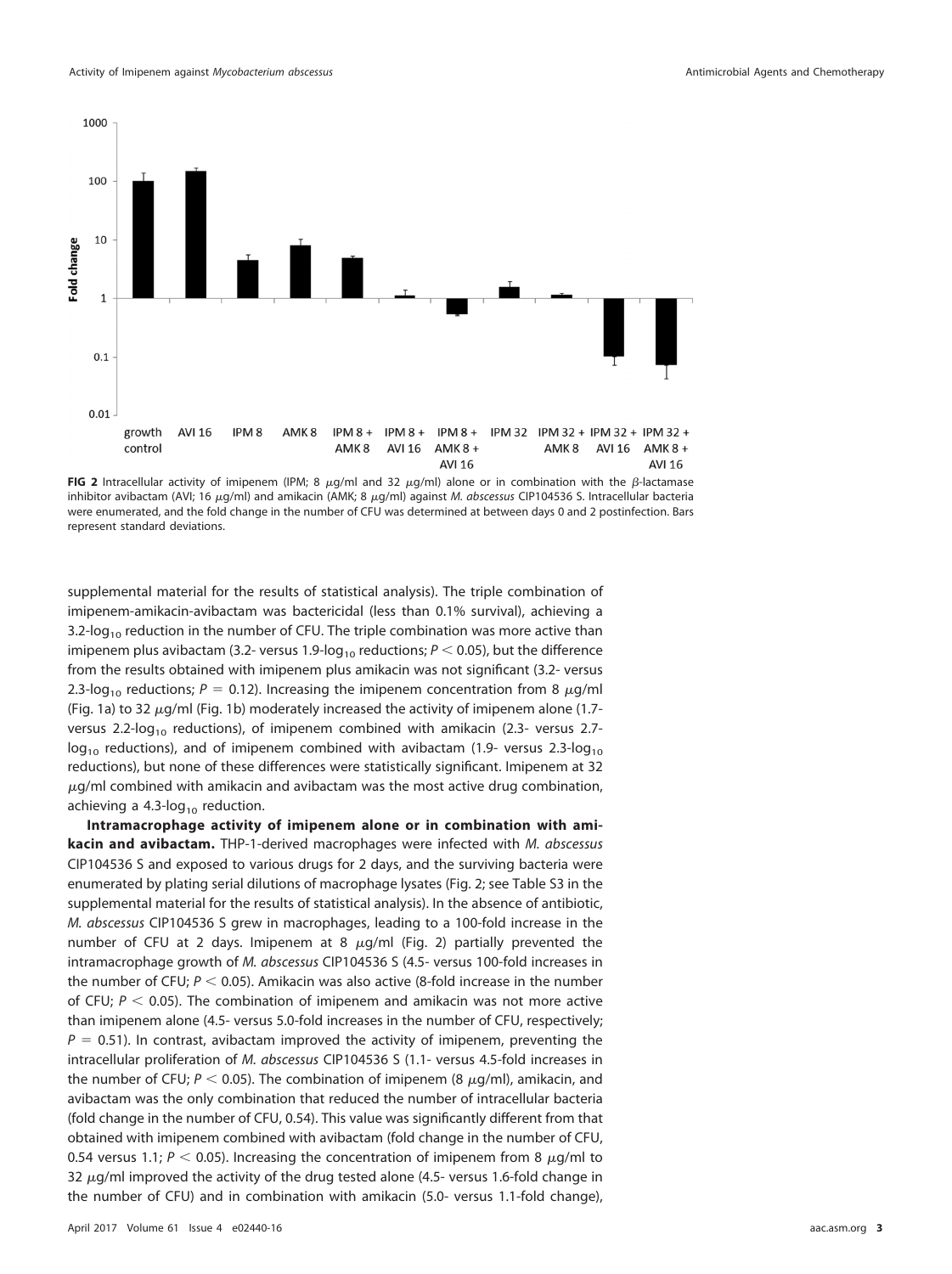**FIG 2** Intracellular activity of imipenem (IPM; 8 μg/ml and 32 μg/ml) alone or in combination with the β-lactamase inhibitor avibactam (AVI; 16 μg/ml) and amikacin (AMK; 8 μg/ml) against *M. abscessus* CIP104536 S. Intracellular bacteria were enumerated, and the fold change in the number of CFU was determined at between days 0 and 2 postinfection. Bars represent standard deviations.

supplemental material for the results of statistical analysis). The triple combination of imipenem-amikacin-avibactam was bactericidal (less than 0.1% survival), achieving a 3.2-$\log_{10}$ reduction in the number of CFU. The triple combination was more active than imipenem plus avibactam (3.2- versus 1.9-$\log_{10}$ reductions; $P < 0.05$), but the difference from the results obtained with imipenem plus amikacin was not significant (3.2- versus 2.3-$\log_{10}$ reductions; $P = 0.12$). Increasing the imipenem concentration from 8 μg/ml (Fig. 1a) to 32 μg/ml (Fig. 1b) moderately increased the activity of imipenem alone (1.7- versus 2.2-$\log_{10}$ reductions), of imipenem combined with amikacin (2.3- versus 2.7-$\log_{10}$ reductions), and of imipenem combined with avibactam (1.9- versus 2.3-$\log_{10}$ reductions), but none of these differences were statistically significant. Imipenem at 32 μg/ml combined with amikacin and avibactam was the most active drug combination, achieving a 4.3-$\log_{10}$ reduction.

**Intramacrophage activity of imipenem alone or in combination with amikacin and avibactam.** THP-1-derived macrophages were infected with *M. abscessus* CIP104536 S and exposed to various drugs for 2 days, and the surviving bacteria were enumerated by plating serial dilutions of macrophage lysates (Fig. 2; see Table S3 in the supplemental material for the results of statistical analysis). In the absence of antibiotic, *M. abscessus* CIP104536 S grew in macrophages, leading to a 100-fold increase in the number of CFU at 2 days. Imipenem at 8 μg/ml (Fig. 2) partially prevented the intramacrophage growth of *M. abscessus* CIP104536 S (4.5- versus 100-fold increases in the number of CFU; $P < 0.05$). Amikacin was also active (8-fold increase in the number of CFU; $P < 0.05$). The combination of imipenem and amikacin was not more active than imipenem alone (4.5- versus 5.0-fold increases in the number of CFU, respectively; $P = 0.51$). In contrast, avibactam improved the activity of imipenem, preventing the intracellular proliferation of *M. abscessus* CIP104536 S (1.1- versus 4.5-fold increases in the number of CFU; $P < 0.05$). The combination of imipenem (8 μg/ml), amikacin, and avibactam was the only combination that reduced the number of intracellular bacteria (fold change in the number of CFU, 0.54). This value was significantly different from that obtained with imipenem combined with avibactam (fold change in the number of CFU, 0.54 versus 1.1; $P < 0.05$). Increasing the concentration of imipenem from 8 μg/ml to 32 μg/ml improved the activity of the drug tested alone (4.5- versus 1.6-fold change in the number of CFU) and in combination with amikacin (5.0- versus 1.1-fold change),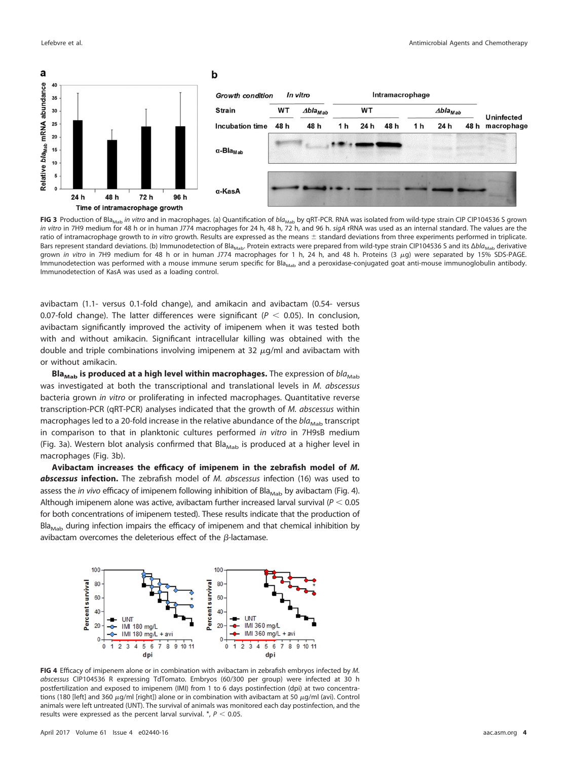**FIG 3** Production of $Bla_{Mab}$ *in vitro* and in macrophages. (a) Quantification of $bla_{Mab}$ by qRT-PCR. RNA was isolated from wild-type strain CIP CIP104536 S grown *in vitro* in 7H9 medium for 48 h or in human J774 macrophages for 24 h, 48 h, 72 h, and 96 h. *sigA* rRNA was used as an internal standard. The values are the ratio of intramacrophage growth to *in vitro* growth. Results are expressed as the means ± standard deviations from three experiments performed in triplicate. Bars represent standard deviations. (b) Immunodetection of $Bla_{Mab}$. Protein extracts were prepared from wild-type strain CIP104536 S and its $\Delta bla_{Mab}$ derivative grown *in vitro* in 7H9 medium for 48 h or in human J774 macrophages for 1 h, 24 h, and 48 h. Proteins (3 μg) were separated by 15% SDS-PAGE. Immunodetection was performed with a mouse immune serum specific for $Bla_{Mab}$ and a peroxidase-conjugated goat anti-mouse immunoglobulin antibody. Immunodetection of KasA was used as a loading control.

avibactam (1.1- versus 0.1-fold change), and amikacin and avibactam (0.54- versus 0.07-fold change). The latter differences were significant ($P < 0.05$). In conclusion, avibactam significantly improved the activity of imipenem when it was tested both with and without amikacin. Significant intracellular killing was obtained with the double and triple combinations involving imipenem at 32 μg/ml and avibactam with or without amikacin.

**$Bla_{Mab}$ is produced at a high level within macrophages.** The expression of $bla_{Mab}$ was investigated at both the transcriptional and translational levels in *M. abscessus* bacteria grown *in vitro* or proliferating in infected macrophages. Quantitative reverse transcription-PCR (qRT-PCR) analyses indicated that the growth of *M. abscessus* within macrophages led to a 20-fold increase in the relative abundance of the $bla_{Mab}$ transcript in comparison to that in planktonic cultures performed *in vitro* in 7H9sB medium (Fig. 3a). Western blot analysis confirmed that $Bla_{Mab}$ is produced at a higher level in macrophages (Fig. 3b).

**Avibactam increases the efficacy of imipenem in the zebrafish model of *M. abscessus* infection.** The zebrafish model of *M. abscessus* infection (16) was used to assess the *in vivo* efficacy of imipenem following inhibition of $Bla_{Mab}$ by avibactam (Fig. 4). Although imipenem alone was active, avibactam further increased larval survival ($P < 0.05$ for both concentrations of imipenem tested). These results indicate that the production of $Bla_{Mab}$ during infection impairs the efficacy of imipenem and that chemical inhibition by avibactam overcomes the deleterious effect of the β-lactamase.

**FIG 4** Efficacy of imipenem alone or in combination with avibactam in zebrafish embryos infected by *M. abscessus* CIP104536 R expressing TdTomato. Embryos (60/300 per group) were infected at 30 h postfertilization and exposed to imipenem (IMI) from 1 to 6 days postinfection (dpi) at two concentrations (180 [left] and 360 μg/ml [right]) alone or in combination with avibactam at 50 μg/ml (avi). Control animals were left untreated (UNT). The survival of animals was monitored each day postinfection, and the results were expressed as the percent larval survival. *, $P < 0.05$.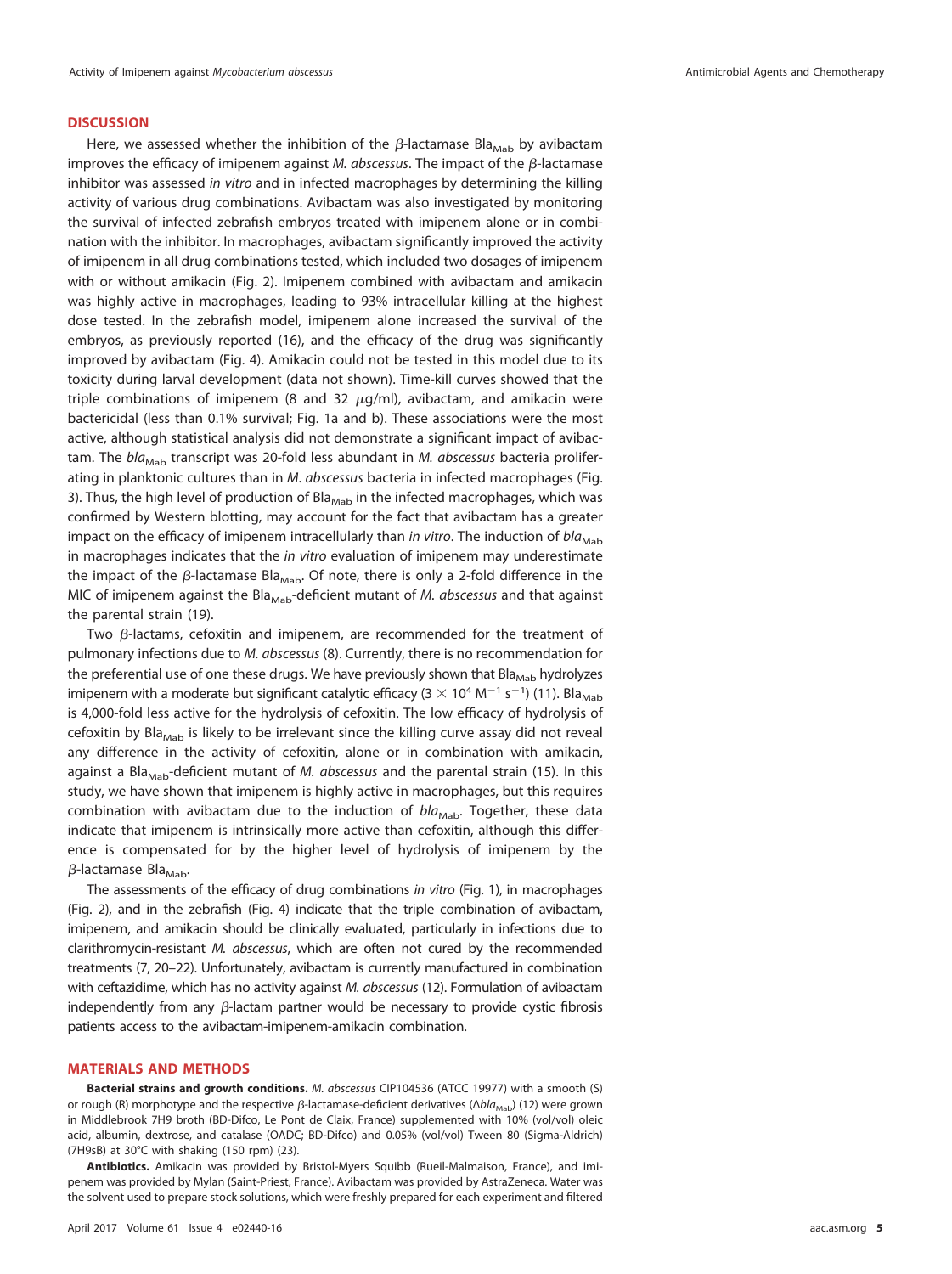## DISCUSSION

Here, we assessed whether the inhibition of the β-lactamase $Bla_{Mab}$ by avibactam improves the efficacy of imipenem against *M. abscessus*. The impact of the β-lactamase inhibitor was assessed *in vitro* and in infected macrophages by determining the killing activity of various drug combinations. Avibactam was also investigated by monitoring the survival of infected zebrafish embryos treated with imipenem alone or in combination with the inhibitor. In macrophages, avibactam significantly improved the activity of imipenem in all drug combinations tested, which included two dosages of imipenem with or without amikacin (Fig. 2). Imipenem combined with avibactam and amikacin was highly active in macrophages, leading to 93% intracellular killing at the highest dose tested. In the zebrafish model, imipenem alone increased the survival of the embryos, as previously reported (16), and the efficacy of the drug was significantly improved by avibactam (Fig. 4). Amikacin could not be tested in this model due to its toxicity during larval development (data not shown). Time-kill curves showed that the triple combinations of imipenem (8 and 32 μg/ml), avibactam, and amikacin were bactericidal (less than 0.1% survival; Fig. 1a and b). These associations were the most active, although statistical analysis did not demonstrate a significant impact of avibactam. The *$bla_{Mab}$* transcript was 20-fold less abundant in *M. abscessus* bacteria proliferating in planktonic cultures than in *M. abscessus* bacteria in infected macrophages (Fig. 3). Thus, the high level of production of $Bla_{Mab}$ in the infected macrophages, which was confirmed by Western blotting, may account for the fact that avibactam has a greater impact on the efficacy of imipenem intracellularly than *in vitro*. The induction of *$bla_{Mab}$* in macrophages indicates that the *in vitro* evaluation of imipenem may underestimate the impact of the β-lactamase $Bla_{Mab}$. Of note, there is only a 2-fold difference in the MIC of imipenem against the $Bla_{Mab}$-deficient mutant of *M. abscessus* and that against the parental strain (19).

Two β-lactams, cefoxitin and imipenem, are recommended for the treatment of pulmonary infections due to *M. abscessus* (8). Currently, there is no recommendation for the preferential use of one these drugs. We have previously shown that $Bla_{Mab}$ hydrolyzes imipenem with a moderate but significant catalytic efficacy ($3 \times 10^4$ $M^{-1}$ $s^{-1}$) (11). $Bla_{Mab}$ is 4,000-fold less active for the hydrolysis of cefoxitin. The low efficacy of hydrolysis of cefoxitin by $Bla_{Mab}$ is likely to be irrelevant since the killing curve assay did not reveal any difference in the activity of cefoxitin, alone or in combination with amikacin, against a $Bla_{Mab}$-deficient mutant of *M. abscessus* and the parental strain (15). In this study, we have shown that imipenem is highly active in macrophages, but this requires combination with avibactam due to the induction of *$bla_{Mab}$*. Together, these data indicate that imipenem is intrinsically more active than cefoxitin, although this difference is compensated for by the higher level of hydrolysis of imipenem by the β-lactamase $Bla_{Mab}$.

The assessments of the efficacy of drug combinations *in vitro* (Fig. 1), in macrophages (Fig. 2), and in the zebrafish (Fig. 4) indicate that the triple combination of avibactam, imipenem, and amikacin should be clinically evaluated, particularly in infections due to clarithromycin-resistant *M. abscessus*, which are often not cured by the recommended treatments (7, 20–22). Unfortunately, avibactam is currently manufactured in combination with ceftazidime, which has no activity against *M. abscessus* (12). Formulation of avibactam independently from any β-lactam partner would be necessary to provide cystic fibrosis patients access to the avibactam-imipenem-amikacin combination.

## MATERIALS AND METHODS

**Bacterial strains and growth conditions.** *M. abscessus* CIP104536 (ATCC 19977) with a smooth (S) or rough (R) morphotype and the respective β-lactamase-deficient derivatives (Δ*$bla_{Mab}$*) (12) were grown in Middlebrook 7H9 broth (BD-Difco, Le Pont de Claix, France) supplemented with 10% (vol/vol) oleic acid, albumin, dextrose, and catalase (OADC; BD-Difco) and 0.05% (vol/vol) Tween 80 (Sigma-Aldrich) (7H9sB) at 30°C with shaking (150 rpm) (23).

**Antibiotics.** Amikacin was provided by Bristol-Myers Squibb (Rueil-Malmaison, France), and imipenem was provided by Mylan (Saint-Priest, France). Avibactam was provided by AstraZeneca. Water was the solvent used to prepare stock solutions, which were freshly prepared for each experiment and filtered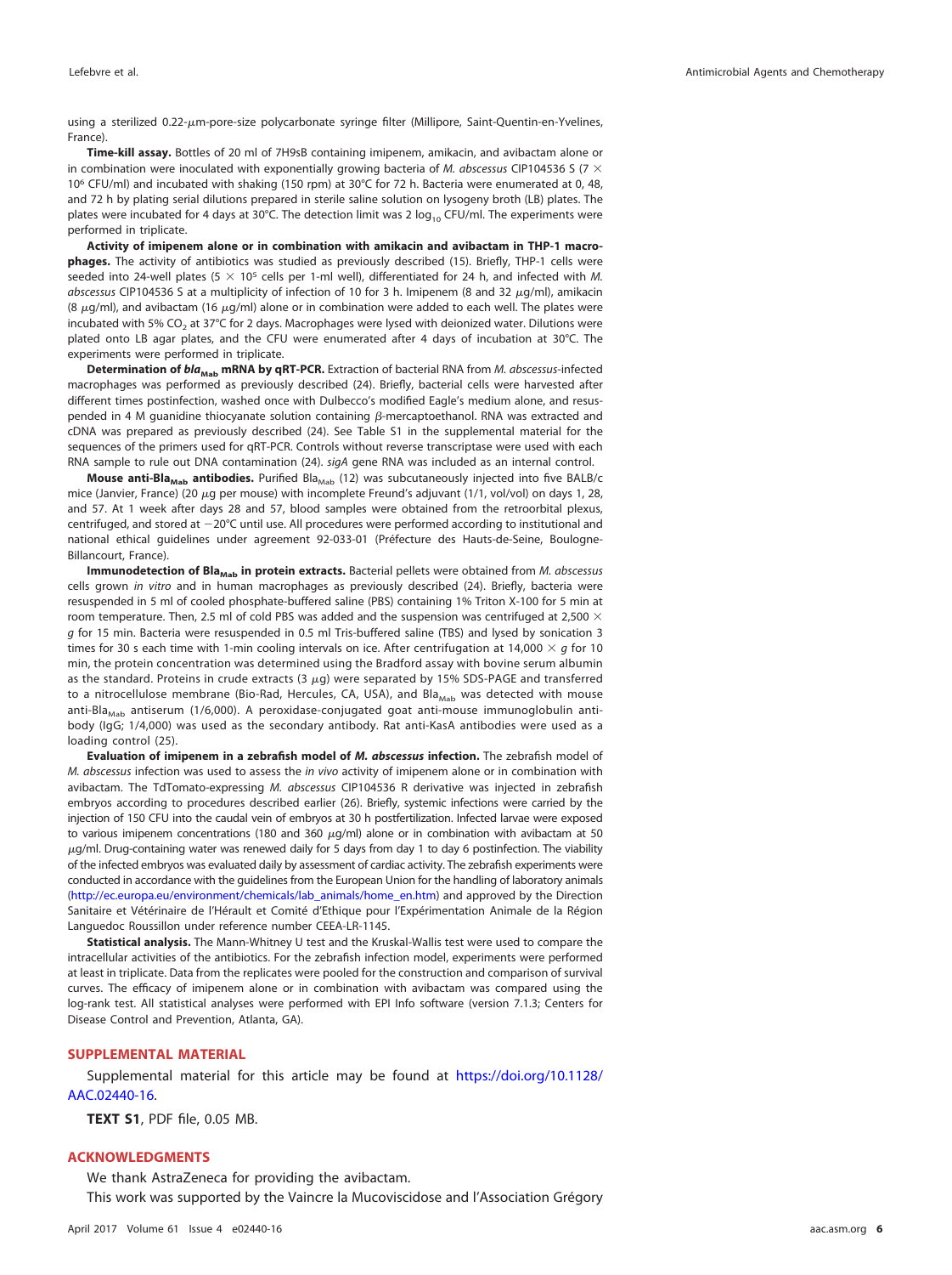using a sterilized 0.22-μm-pore-size polycarbonate syringe filter (Millipore, Saint-Quentin-en-Yvelines, France).

**Time-kill assay.** Bottles of 20 ml of 7H9sB containing imipenem, amikacin, and avibactam alone or in combination were inoculated with exponentially growing bacteria of *M. abscessus* CIP104536 S ($7 \times 10^6$ CFU/ml) and incubated with shaking (150 rpm) at 30°C for 72 h. Bacteria were enumerated at 0, 48, and 72 h by plating serial dilutions prepared in sterile saline solution on lysogeny broth (LB) plates. The plates were incubated for 4 days at 30°C. The detection limit was 2 $\log_{10}$ CFU/ml. The experiments were performed in triplicate.

**Activity of imipenem alone or in combination with amikacin and avibactam in THP-1 macrophages.** The activity of antibiotics was studied as previously described (15). Briefly, THP-1 cells were seeded into 24-well plates ($5 \times 10^5$ cells per 1-ml well), differentiated for 24 h, and infected with *M. abscessus* CIP104536 S at a multiplicity of infection of 10 for 3 h. Imipenem (8 and 32 μg/ml), amikacin (8 μg/ml), and avibactam (16 μg/ml) alone or in combination were added to each well. The plates were incubated with 5% $CO_2$ at 37°C for 2 days. Macrophages were lysed with deionized water. Dilutions were plated onto LB agar plates, and the CFU were enumerated after 4 days of incubation at 30°C. The experiments were performed in triplicate.

**Determination of *bla*$_{Mab}$ mRNA by qRT-PCR.** Extraction of bacterial RNA from *M. abscessus*-infected macrophages was performed as previously described (24). Briefly, bacterial cells were harvested after different times postinfection, washed once with Dulbecco's modified Eagle's medium alone, and resuspended in 4 M guanidine thiocyanate solution containing β-mercaptoethanol. RNA was extracted and cDNA was prepared as previously described (24). See Table S1 in the supplemental material for the sequences of the primers used for qRT-PCR. Controls without reverse transcriptase were used with each RNA sample to rule out DNA contamination (24). *sigA* gene RNA was included as an internal control.

**Mouse anti-Bla$_{Mab}$ antibodies.** Purified Bla$_{Mab}$ (12) was subcutaneously injected into five BALB/c mice (Janvier, France) (20 μg per mouse) with incomplete Freund's adjuvant (1/1, vol/vol) on days 1, 28, and 57. At 1 week after days 28 and 57, blood samples were obtained from the retroorbital plexus, centrifuged, and stored at −20°C until use. All procedures were performed according to institutional and national ethical guidelines under agreement 92-033-01 (Préfecture des Hauts-de-Seine, Boulogne-Billancourt, France).

**Immunodetection of Bla$_{Mab}$ in protein extracts.** Bacterial pellets were obtained from *M. abscessus* cells grown *in vitro* and in human macrophages as previously described (24). Briefly, bacteria were resuspended in 5 ml of cooled phosphate-buffered saline (PBS) containing 1% Triton X-100 for 5 min at room temperature. Then, 2.5 ml of cold PBS was added and the suspension was centrifuged at 2,500 × *g* for 15 min. Bacteria were resuspended in 0.5 ml Tris-buffered saline (TBS) and lysed by sonication 3 times for 30 s each time with 1-min cooling intervals on ice. After centrifugation at 14,000 × *g* for 10 min, the protein concentration was determined using the Bradford assay with bovine serum albumin as the standard. Proteins in crude extracts (3 μg) were separated by 15% SDS-PAGE and transferred to a nitrocellulose membrane (Bio-Rad, Hercules, CA, USA), and Bla$_{Mab}$ was detected with mouse anti-Bla$_{Mab}$ antiserum (1/6,000). A peroxidase-conjugated goat anti-mouse immunoglobulin antibody (IgG; 1/4,000) was used as the secondary antibody. Rat anti-KasA antibodies were used as a loading control (25).

**Evaluation of imipenem in a zebrafish model of *M. abscessus* infection.** The zebrafish model of *M. abscessus* infection was used to assess the *in vivo* activity of imipenem alone or in combination with avibactam. The TdTomato-expressing *M. abscessus* CIP104536 R derivative was injected in zebrafish embryos according to procedures described earlier (26). Briefly, systemic infections were carried by the injection of 150 CFU into the caudal vein of embryos at 30 h postfertilization. Infected larvae were exposed to various imipenem concentrations (180 and 360 μg/ml) alone or in combination with avibactam at 50 μg/ml. Drug-containing water was renewed daily for 5 days from day 1 to day 6 postinfection. The viability of the infected embryos was evaluated daily by assessment of cardiac activity. The zebrafish experiments were conducted in accordance with the guidelines from the European Union for the handling of laboratory animals (http://ec.europa.eu/environment/chemicals/lab_animals/home_en.htm) and approved by the Direction Sanitaire et Vétérinaire de l'Hérault et Comité d'Ethique pour l'Expérimentation Animale de la Région Languedoc Roussillon under reference number CEEA-LR-1145.

**Statistical analysis.** The Mann-Whitney U test and the Kruskal-Wallis test were used to compare the intracellular activities of the antibiotics. For the zebrafish infection model, experiments were performed at least in triplicate. Data from the replicates were pooled for the construction and comparison of survival curves. The efficacy of imipenem alone or in combination with avibactam was compared using the log-rank test. All statistical analyses were performed with EPI Info software (version 7.1.3; Centers for Disease Control and Prevention, Atlanta, GA).

## SUPPLEMENTAL MATERIAL

Supplemental material for this article may be found at https://doi.org/10.1128/AAC.02440-16.

**TEXT S1**, PDF file, 0.05 MB.

## ACKNOWLEDGMENTS

We thank AstraZeneca for providing the avibactam.

This work was supported by the Vaincre la Mucoviscidose and l'Association Grégory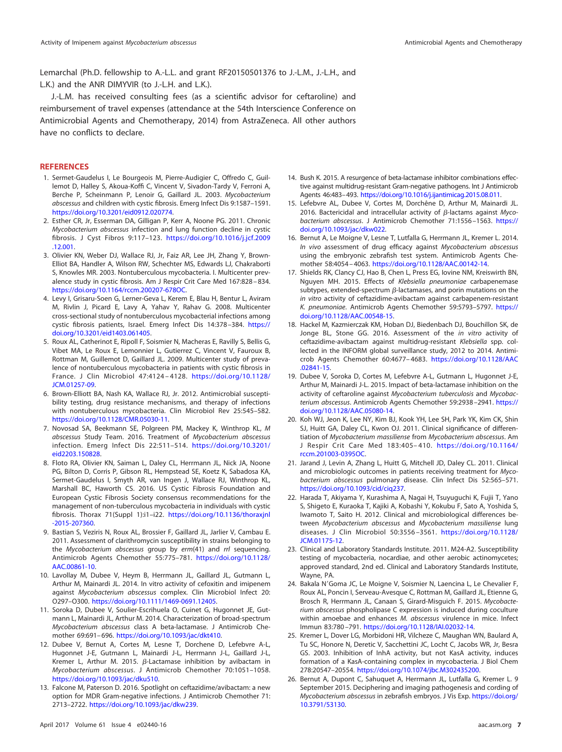Lemarchal (Ph.D. fellowship to A.-L.L. and grant RF20150501376 to J.-L.M., J.-L.H., and L.K.) and the ANR DIMYVIR (to J.-L.H. and L.K.).

J.-L.M. has received consulting fees (as a scientific advisor for ceftaroline) and reimbursement of travel expenses (attendance at the 54th Interscience Conference on Antimicrobial Agents and Chemotherapy, 2014) from AstraZeneca. All other authors have no conflicts to declare.

## REFERENCES

1. Sermet-Gaudelus I, Le Bourgeois M, Pierre-Audigier C, Offredo C, Guillemot D, Halley S, Akoua-Koffi C, Vincent V, Sivadon-Tardy V, Ferroni A, Berche P, Scheinmann P, Lenoir G, Gaillard JL. 2003. *Mycobacterium abscessus* and children with cystic fibrosis. Emerg Infect Dis 9:1587–1591. https://doi.org/10.3201/eid0912.020774.
2. Esther CR, Jr, Esserman DA, Gilligan P, Kerr A, Noone PG. 2011. Chronic *Mycobacterium abscessus* infection and lung function decline in cystic fibrosis. J Cyst Fibros 9:117–123. https://doi.org/10.1016/j.jcf.2009.12.001.
3. Olivier KN, Weber DJ, Wallace RJ, Jr, Faiz AR, Lee JH, Zhang Y, Brown-Elliot BA, Handler A, Wilson RW, Schechter MS, Edwards LJ, Chakraborti S, Knowles MR. 2003. Nontuberculous mycobacteria. I. Multicenter prevalence study in cystic fibrosis. Am J Respir Crit Care Med 167:828–834. https://doi.org/10.1164/rccm.200207-678OC.
4. Levy I, Grisaru-Soen G, Lerner-Geva L, Kerem E, Blau H, Bentur L, Aviram M, Rivlin J, Picard E, Lavy A, Yahav Y, Rahav G. 2008. Multicenter cross-sectional study of nontuberculous mycobacterial infections among cystic fibrosis patients, Israel. Emerg Infect Dis 14:378–384. https://doi.org/10.3201/eid1403.061405.
5. Roux AL, Catherinot E, Ripoll F, Soismier N, Macheras E, Ravilly S, Bellis G, Vibet MA, Le Roux E, Lemonnier L, Gutierrez C, Vincent V, Fauroux B, Rottman M, Guillemot D, Gaillard JL. 2009. Multicenter study of prevalence of nontuberculous mycobacteria in patients with cystic fibrosis in France. J Clin Microbiol 47:4124–4128. https://doi.org/10.1128/JCM.01257-09.
6. Brown-Elliott BA, Nash KA, Wallace RJ, Jr. 2012. Antimicrobial susceptibility testing, drug resistance mechanisms, and therapy of infections with nontuberculous mycobacteria. Clin Microbiol Rev 25:545–582. https://doi.org/10.1128/CMR.05030-11.
7. Novosad SA, Beekmann SE, Polgreen PM, Mackey K, Winthrop KL, *M abscessus* Study Team. 2016. Treatment of *Mycobacterium abscessus* infection. Emerg Infect Dis 22:511–514. https://doi.org/10.3201/eid2203.150828.
8. Floto RA, Olivier KN, Saiman L, Daley CL, Herrmann JL, Nick JA, Noone PG, Bilton D, Corris P, Gibson RL, Hempstead SE, Koetz K, Sabadosa KA, Sermet-Gaudelus I, Smyth AR, van Ingen J, Wallace RJ, Winthrop KL, Marshall BC, Haworth CS. 2016. US Cystic Fibrosis Foundation and European Cystic Fibrosis Society consensus recommendations for the management of non-tuberculous mycobacteria in individuals with cystic fibrosis. Thorax 71(Suppl 1):i1–i22. https://doi.org/10.1136/thoraxjnl-2015-207360.
9. Bastian S, Veziris N, Roux AL, Brossier F, Gaillard JL, Jarlier V, Cambau E. 2011. Assessment of clarithromycin susceptibility in strains belonging to the *Mycobacterium abscessus* group by *erm*(41) and *rrl* sequencing. Antimicrob Agents Chemother 55:775–781. https://doi.org/10.1128/AAC.00861-10.
10. Lavollay M, Dubee V, Heym B, Herrmann JL, Gaillard JL, Gutmann L, Arthur M, Mainardi J-L. 2014. In vitro activity of cefoxitin and imipenem against *Mycobacterium abscessus* complex. Clin Microbiol Infect 20:O297–O300. https://doi.org/10.1111/1469-0691.12405.
11. Soroka D, Dubee V, Soulier-Escrihuela O, Cuinet G, Hugonnet JE, Gutmann L, Mainardi JL, Arthur M. 2014. Characterization of broad-spectrum *Mycobacterium abscessus* class A beta-lactamase. J Antimicrob Chemother 69:691–696. https://doi.org/10.1093/jac/dkt410.
12. Dubee V, Bernut A, Cortes M, Lesne T, Dorchene D, Lefebvre A-L, Hugonnet J-E, Gutmann L, Mainardi J-L, Herrmann J-L, Gaillard J-L, Kremer L, Arthur M. 2015. β-Lactamase inhibition by avibactam in *Mycobacterium abscessus*. J Antimicrob Chemother 70:1051–1058. https://doi.org/10.1093/jac/dku510.
13. Falcone M, Paterson D. 2016. Spotlight on ceftazidime/avibactam: a new option for MDR Gram-negative infections. J Antimicrob Chemother 71:2713–2722. https://doi.org/10.1093/jac/dkw239.
14. Bush K. 2015. A resurgence of beta-lactamase inhibitor combinations effective against multidrug-resistant Gram-negative pathogens. Int J Antimicrob Agents 46:483–493. https://doi.org/10.1016/j.ijantimicag.2015.08.011.
15. Lefebvre AL, Dubee V, Cortes M, Dorchêne D, Arthur M, Mainardi JL. 2016. Bactericidal and intracellular activity of β-lactams against *Mycobacterium abscessus*. J Antimicrob Chemother 71:1556–1563. https://doi.org/10.1093/jac/dkw022.
16. Bernut A, Le Moigne V, Lesne T, Lutfalla G, Herrmann JL, Kremer L. 2014. *In vivo* assessment of drug efficacy against *Mycobacterium abscessus* using the embryonic zebrafish test system. Antimicrob Agents Chemother 58:4054–4063. https://doi.org/10.1128/AAC.00142-14.
17. Shields RK, Clancy CJ, Hao B, Chen L, Press EG, Iovine NM, Kreiswirth BN, Nguyen MH. 2015. Effects of *Klebsiella pneumoniae* carbapenemase subtypes, extended-spectrum β-lactamases, and porin mutations on the *in vitro* activity of ceftazidime-avibactam against carbapenem-resistant *K. pneumoniae*. Antimicrob Agents Chemother 59:5793–5797. https://doi.org/10.1128/AAC.00548-15.
18. Hackel M, Kazmierczak KM, Hoban DJ, Biedenbach DJ, Bouchillon SK, de Jonge BL, Stone GG. 2016. Assessment of the *in vitro* activity of ceftazidime-avibactam against multidrug-resistant *Klebsiella* spp. collected in the INFORM global surveillance study, 2012 to 2014. Antimicrob Agents Chemother 60:4677–4683. https://doi.org/10.1128/AAC.02841-15.
19. Dubee V, Soroka D, Cortes M, Lefebvre A-L, Gutmann L, Hugonnet J-E, Arthur M, Mainardi J-L. 2015. Impact of beta-lactamase inhibition on the activity of ceftaroline against *Mycobacterium tuberculosis* and *Mycobacterium abscessus*. Antimicrob Agents Chemother 59:2938–2941. https://doi.org/10.1128/AAC.05080-14.
20. Koh WJ, Jeon K, Lee NY, Kim BJ, Kook YH, Lee SH, Park YK, Kim CK, Shin SJ, Huitt GA, Daley CL, Kwon OJ. 2011. Clinical significance of differentiation of *Mycobacterium massiliense* from *Mycobacterium abscessus*. Am J Respir Crit Care Med 183:405–410. https://doi.org/10.1164/rccm.201003-0395OC.
21. Jarand J, Levin A, Zhang L, Huitt G, Mitchell JD, Daley CL. 2011. Clinical and microbiologic outcomes in patients receiving treatment for *Mycobacterium abscessus* pulmonary disease. Clin Infect Dis 52:565–571. https://doi.org/10.1093/cid/ciq237.
22. Harada T, Akiyama Y, Kurashima A, Nagai H, Tsuyuguchi K, Fujii T, Yano S, Shigeto E, Kuraoka T, Kajiki A, Kobashi Y, Kokubu F, Sato A, Yoshida S, Iwamoto T, Saito H. 2012. Clinical and microbiological differences between *Mycobacterium abscessus* and *Mycobacterium massiliense* lung diseases. J Clin Microbiol 50:3556–3561. https://doi.org/10.1128/JCM.01175-12.
23. Clinical and Laboratory Standards Institute. 2011. M24-A2. Susceptibility testing of mycobacteria, nocardiae, and other aerobic actinomycetes; approved standard, 2nd ed. Clinical and Laboratory Standards Institute, Wayne, PA.
24. Bakala N'Goma JC, Le Moigne V, Soismier N, Laencina L, Le Chevalier F, Roux AL, Poncin I, Serveau-Avesque C, Rottman M, Gaillard JL, Etienne G, Brosch R, Herrmann JL, Canaan S, Girard-Misguich F. 2015. *Mycobacterium abscessus* phospholipase C expression is induced during coculture within amoebae and enhances *M. abscessus* virulence in mice. Infect Immun 83:780–791. https://doi.org/10.1128/IAI.02032-14.
25. Kremer L, Dover LG, Morbidoni HR, Vilcheze C, Maughan WN, Baulard A, Tu SC, Honore N, Deretic V, Sacchettini JC, Locht C, Jacobs WR, Jr, Besra GS. 2003. Inhibition of InhA activity, but not KasA activity, induces formation of a KasA-containing complex in mycobacteria. J Biol Chem 278:20547–20554. https://doi.org/10.1074/jbc.M302435200.
26. Bernut A, Dupont C, Sahuquet A, Herrmann JL, Lutfalla G, Kremer L. 9 September 2015. Deciphering and imaging pathogenesis and cording of *Mycobacterium abscessus* in zebrafish embryos. J Vis Exp. https://doi.org/10.3791/53130.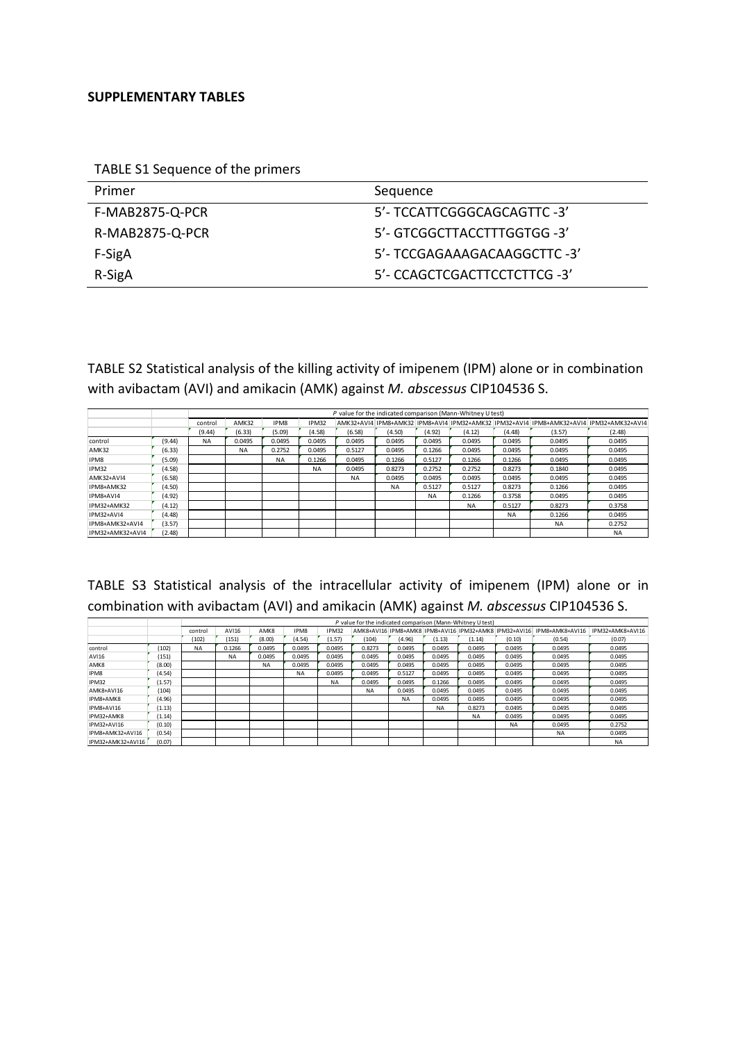**SUPPLEMENTARY TABLES**

TABLE S1 Sequence of the primers

| Primer | Sequence |
|---|---|
| F-MAB2875-Q-PCR | 5'- TCCATTCGGGCAGCAGTTC -3' |
| R-MAB2875-Q-PCR | 5'- GTCGGCTTACCTTTGGTGG -3' |
| F-SigA | 5'- TCCGAGAAAGACAAGGCTTC -3' |
| R-SigA | 5'- CCAGCTCGACTTCCTCTTCG -3' |

TABLE S2 Statistical analysis of the killing activity of imipenem (IPM) alone or in combination with avibactam (AVI) and amikacin (AMK) against *M. abscessus* CIP104536 S.

| | | *P* value for the indicated comparison (Mann-Whitney U test) | | | | | | | | | | |
|---|---|---|---|---|---|---|---|---|---|---|---|---|
| | | control | AMK32 | IPM8 | IPM32 | AMK32+AVI4 | IPM8+AMK32 | IPM8+AVI4 | IPM32+AMK32 | IPM32+AVI4 | IPM8+AMK32+AVI4 | IPM32+AMK32+AVI4 |
| | | (9.44) | (6.33) | (5.09) | (4.58) | (6.58) | (4.50) | (4.92) | (4.12) | (4.48) | (3.57) | (2.48) |
| control | (9.44) | NA | 0.0495 | 0.0495 | 0.0495 | 0.0495 | 0.0495 | 0.0495 | 0.0495 | 0.0495 | 0.0495 | 0.0495 |
| AMK32 | (6.33) | | NA | 0.2752 | 0.0495 | 0.5127 | 0.0495 | 0.1266 | 0.0495 | 0.0495 | 0.0495 | 0.0495 |
| IPM8 | (5.09) | | | NA | 0.1266 | 0.0495 | 0.1266 | 0.5127 | 0.1266 | 0.1266 | 0.0495 | 0.0495 |
| IPM32 | (4.58) | | | | NA | 0.0495 | 0.8273 | 0.2752 | 0.2752 | 0.8273 | 0.1840 | 0.0495 |
| AMK32+AVI4 | (6.58) | | | | | NA | 0.0495 | 0.0495 | 0.0495 | 0.0495 | 0.0495 | 0.0495 |
| IPM8+AMK32 | (4.50) | | | | | | NA | 0.5127 | 0.5127 | 0.8273 | 0.1266 | 0.0495 |
| IPM8+AVI4 | (4.92) | | | | | | | NA | 0.1266 | 0.3758 | 0.0495 | 0.0495 |
| IPM32+AMK32 | (4.12) | | | | | | | | NA | 0.5127 | 0.8273 | 0.3758 |
| IPM32+AVI4 | (4.48) | | | | | | | | | NA | 0.1266 | 0.0495 |
| IPM8+AMK32+AVI4 | (3.57) | | | | | | | | | | NA | 0.2752 |
| IPM32+AMK32+AVI4 | (2.48) | | | | | | | | | | | NA |

TABLE S3 Statistical analysis of the intracellular activity of imipenem (IPM) alone or in combination with avibactam (AVI) and amikacin (AMK) against *M. abscessus* CIP104536 S.

| | | *P* value for the indicated comparison (Mann-Whitney U test) | | | | | | | | | | | |
|---|---|---|---|---|---|---|---|---|---|---|---|---|---|
| | | control | AVI16 | AMK8 | IPM8 | IPM32 | AMK8+AVI16 | IPM8+AMK8 | IPM8+AVI16 | IPM32+AMK8 | IPM32+AVI16 | IPM8+AMK8+AVI16 | IPM32+AMK8+AVI16 |
| | | (102) | (151) | (8.00) | (4.54) | (1.57) | (104) | (4.96) | (1.13) | (1.14) | (0.10) | (0.54) | (0.07) |
| control | (102) | NA | 0.1266 | 0.0495 | 0.0495 | 0.0495 | 0.8273 | 0.0495 | 0.0495 | 0.0495 | 0.0495 | 0.0495 | 0.0495 |
| AVI16 | (151) | | NA | 0.0495 | 0.0495 | 0.0495 | 0.0495 | 0.0495 | 0.0495 | 0.0495 | 0.0495 | 0.0495 | 0.0495 |
| AMK8 | (8.00) | | | NA | 0.0495 | 0.0495 | 0.0495 | 0.0495 | 0.0495 | 0.0495 | 0.0495 | 0.0495 | 0.0495 |
| IPM8 | (4.54) | | | | NA | 0.0495 | 0.0495 | 0.5127 | 0.0495 | 0.0495 | 0.0495 | 0.0495 | 0.0495 |
| IPM32 | (1.57) | | | | | NA | 0.0495 | 0.0495 | 0.1266 | 0.0495 | 0.0495 | 0.0495 | 0.0495 |
| AMK8+AVI16 | (104) | | | | | | NA | 0.0495 | 0.0495 | 0.0495 | 0.0495 | 0.0495 | 0.0495 |
| IPM8+AMK8 | (4.96) | | | | | | | NA | 0.0495 | 0.0495 | 0.0495 | 0.0495 | 0.0495 |
| IPM8+AVI16 | (1.13) | | | | | | | | NA | 0.8273 | 0.0495 | 0.0495 | 0.0495 |
| IPM32+AMK8 | (1.14) | | | | | | | | | NA | 0.0495 | 0.0495 | 0.0495 |
| IPM32+AVI16 | (0.10) | | | | | | | | | | NA | 0.0495 | 0.2752 |
| IPM8+AMK32+AVI16 | (0.54) | | | | | | | | | | | NA | 0.0495 |
| IPM32+AMK32+AVI16 | (0.07) | | | | | | | | | | | | NA |